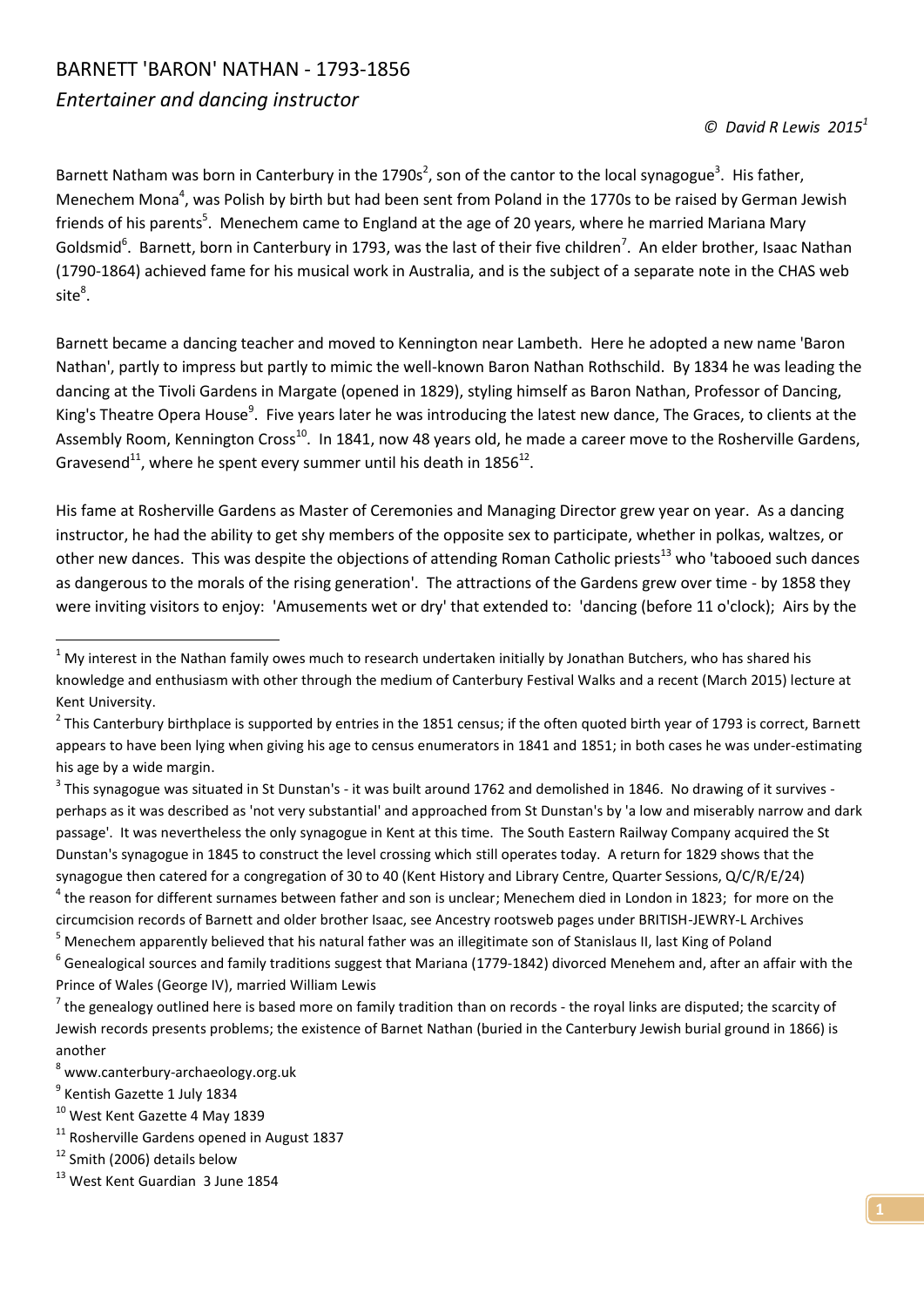# BARNETT 'BARON' NATHAN - 1793-1856

## *Entertainer and dancing instructor*

*© David R Lewis 2015*[1]

Barnett Natham was born in Canterbury in the 1790s[2], son of the cantor to the local synagogue[3]. His father, Menechem Mona[4], was Polish by birth but had been sent from Poland in the 1770s to be raised by German Jewish friends of his parents[5]. Menechem came to England at the age of 20 years, where he married Mariana Mary Goldsmid[6]. Barnett, born in Canterbury in 1793, was the last of their five children[7]. An elder brother, Isaac Nathan (1790-1864) achieved fame for his musical work in Australia, and is the subject of a separate note in the CHAS web site[8].

Barnett became a dancing teacher and moved to Kennington near Lambeth. Here he adopted a new name 'Baron Nathan', partly to impress but partly to mimic the well-known Baron Nathan Rothschild. By 1834 he was leading the dancing at the Tivoli Gardens in Margate (opened in 1829), styling himself as Baron Nathan, Professor of Dancing, King's Theatre Opera House[9]. Five years later he was introducing the latest new dance, The Graces, to clients at the Assembly Room, Kennington Cross[10]. In 1841, now 48 years old, he made a career move to the Rosherville Gardens, Gravesend[11], where he spent every summer until his death in 1856[12].

His fame at Rosherville Gardens as Master of Ceremonies and Managing Director grew year on year. As a dancing instructor, he had the ability to get shy members of the opposite sex to participate, whether in polkas, waltzes, or other new dances. This was despite the objections of attending Roman Catholic priests[13] who 'tabooed such dances as dangerous to the morals of the rising generation'. The attractions of the Gardens grew over time - by 1858 they were inviting visitors to enjoy: 'Amusements wet or dry' that extended to: 'dancing (before 11 o'clock); Airs by the

---

[1] My interest in the Nathan family owes much to research undertaken initially by Jonathan Butchers, who has shared his knowledge and enthusiasm with other through the medium of Canterbury Festival Walks and a recent (March 2015) lecture at Kent University.

[2] This Canterbury birthplace is supported by entries in the 1851 census; if the often quoted birth year of 1793 is correct, Barnett appears to have been lying when giving his age to census enumerators in 1841 and 1851; in both cases he was under-estimating his age by a wide margin.

[3] This synagogue was situated in St Dunstan's - it was built around 1762 and demolished in 1846. No drawing of it survives - perhaps as it was described as 'not very substantial' and approached from St Dunstan's by 'a low and miserably narrow and dark passage'. It was nevertheless the only synagogue in Kent at this time. The South Eastern Railway Company acquired the St Dunstan's synagogue in 1845 to construct the level crossing which still operates today. A return for 1829 shows that the synagogue then catered for a congregation of 30 to 40 (Kent History and Library Centre, Quarter Sessions, Q/C/R/E/24)

[4] the reason for different surnames between father and son is unclear; Menechem died in London in 1823; for more on the circumcision records of Barnett and older brother Isaac, see Ancestry rootsweb pages under BRITISH-JEWRY-L Archives

[5] Menechem apparently believed that his natural father was an illegitimate son of Stanislaus II, last King of Poland

[6] Genealogical sources and family traditions suggest that Mariana (1779-1842) divorced Menehem and, after an affair with the Prince of Wales (George IV), married William Lewis

[7] the genealogy outlined here is based more on family tradition than on records - the royal links are disputed; the scarcity of Jewish records presents problems; the existence of Barnet Nathan (buried in the Canterbury Jewish burial ground in 1866) is another

[8] www.canterbury-archaeology.org.uk

[9] Kentish Gazette 1 July 1834

[10] West Kent Gazette 4 May 1839

[11] Rosherville Gardens opened in August 1837

[12] Smith (2006) details below

[13] West Kent Guardian 3 June 1854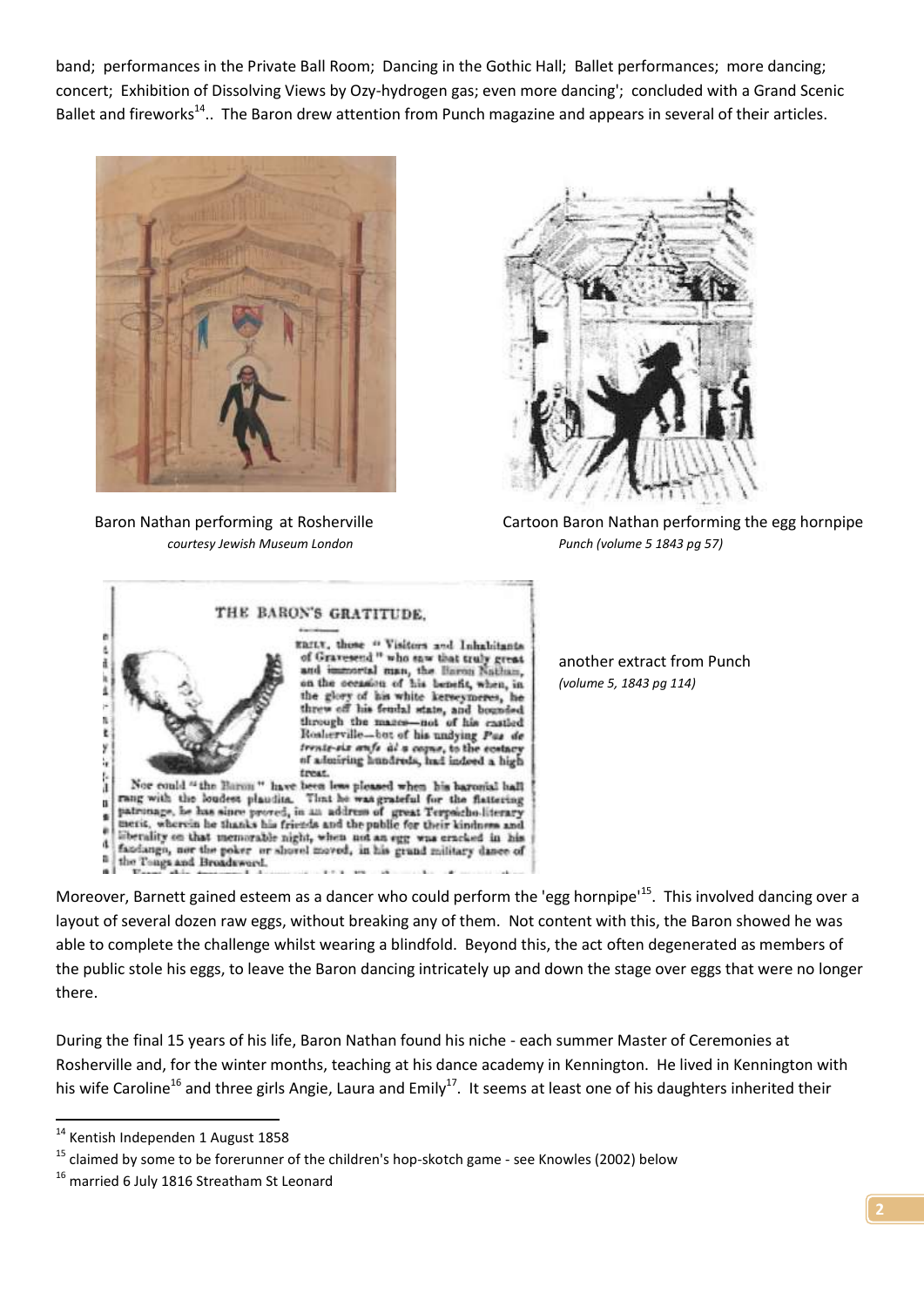band; performances in the Private Ball Room; Dancing in the Gothic Hall; Ballet performances; more dancing; concert; Exhibition of Dissolving Views by Ozy-hydrogen gas; even more dancing'; concluded with a Grand Scenic Ballet and fireworks[14].. The Baron drew attention from Punch magazine and appears in several of their articles.

Baron Nathan performing at Rosherville
*courtesy Jewish Museum London*

Cartoon Baron Nathan performing the egg hornpipe
*Punch (volume 5 1843 pg 57)*

THE BARON'S GRATITUDE.

EARLY, those "Visitors and Inhabitants of Gravesend" who saw that truly great and immortal man, the Baron Nathan, on the occasion of his benefit, when, in the glory of his white kerseymeres, he threw off his feudal state, and bounded through the mazes—not of his castled Rosherville—but of his undying *Pas de trente-six œufs à la coque*, to the ecstacy of admiring hundreds, had indeed a high treat.

Nor could "the Baron" have been less pleased when his baronial hall rang with the loudest plaudits. That he was grateful for the flattering patronage, he has since proved, in an address of great Terpsicho-literary merit, wherein he thanks his friends and the public for their kindness and liberality on that memorable night, when not an egg was cracked in his fandango, nor the poker or shovel moved, in his grand military dance of the Tongs and Broadsword.

another extract from Punch
*(volume 5, 1843 pg 114)*

Moreover, Barnett gained esteem as a dancer who could perform the 'egg hornpipe'[15]. This involved dancing over a layout of several dozen raw eggs, without breaking any of them. Not content with this, the Baron showed he was able to complete the challenge whilst wearing a blindfold. Beyond this, the act often degenerated as members of the public stole his eggs, to leave the Baron dancing intricately up and down the stage over eggs that were no longer there.

During the final 15 years of his life, Baron Nathan found his niche - each summer Master of Ceremonies at Rosherville and, for the winter months, teaching at his dance academy in Kennington. He lived in Kennington with his wife Caroline[16] and three girls Angie, Laura and Emily[17]. It seems at least one of his daughters inherited their

---

[14] Kentish Independen 1 August 1858

[15] claimed by some to be forerunner of the children's hop-scotch game - see Knowles (2002) below

[16] married 6 July 1816 Streatham St Leonard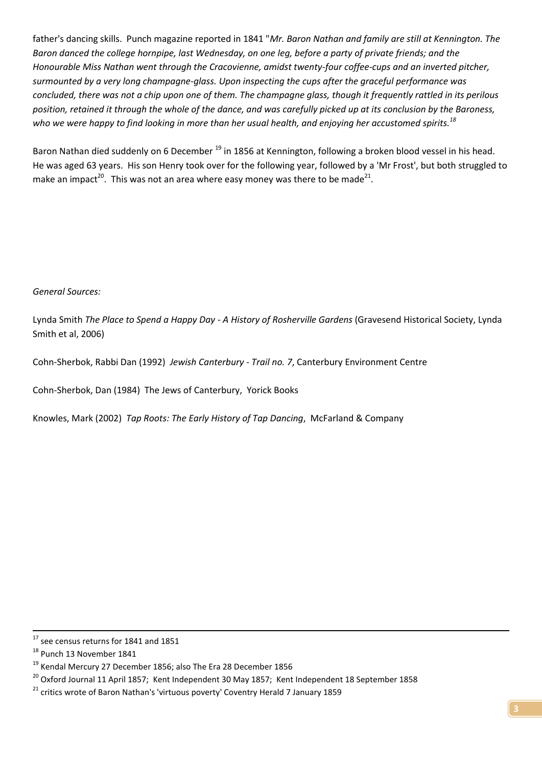father's dancing skills. Punch magazine reported in 1841 "*Mr. Baron Nathan and family are still at Kennington. The Baron danced the college hornpipe, last Wednesday, on one leg, before a party of private friends; and the Honourable Miss Nathan went through the Cracovienne, amidst twenty-four coffee-cups and an inverted pitcher, surmounted by a very long champagne-glass. Upon inspecting the cups after the graceful performance was concluded, there was not a chip upon one of them. The champagne glass, though it frequently rattled in its perilous position, retained it through the whole of the dance, and was carefully picked up at its conclusion by the Baroness, who we were happy to find looking in more than her usual health, and enjoying her accustomed spirits.*[18]

Baron Nathan died suddenly on 6 December [19] in 1856 at Kennington, following a broken blood vessel in his head. He was aged 63 years. His son Henry took over for the following year, followed by a 'Mr Frost', but both struggled to make an impact[20]. This was not an area where easy money was there to be made[21].

*General Sources:*

Lynda Smith *The Place to Spend a Happy Day - A History of Rosherville Gardens* (Gravesend Historical Society, Lynda Smith et al, 2006)

Cohn-Sherbok, Rabbi Dan (1992) *Jewish Canterbury - Trail no. 7*, Canterbury Environment Centre

Cohn-Sherbok, Dan (1984) The Jews of Canterbury, Yorick Books

Knowles, Mark (2002) *Tap Roots: The Early History of Tap Dancing*, McFarland & Company

---

[17] see census returns for 1841 and 1851

[18] Punch 13 November 1841

[19] Kendal Mercury 27 December 1856; also The Era 28 December 1856

[20] Oxford Journal 11 April 1857; Kent Independent 30 May 1857; Kent Independent 18 September 1858

[21] critics wrote of Baron Nathan's 'virtuous poverty' Coventry Herald 7 January 1859